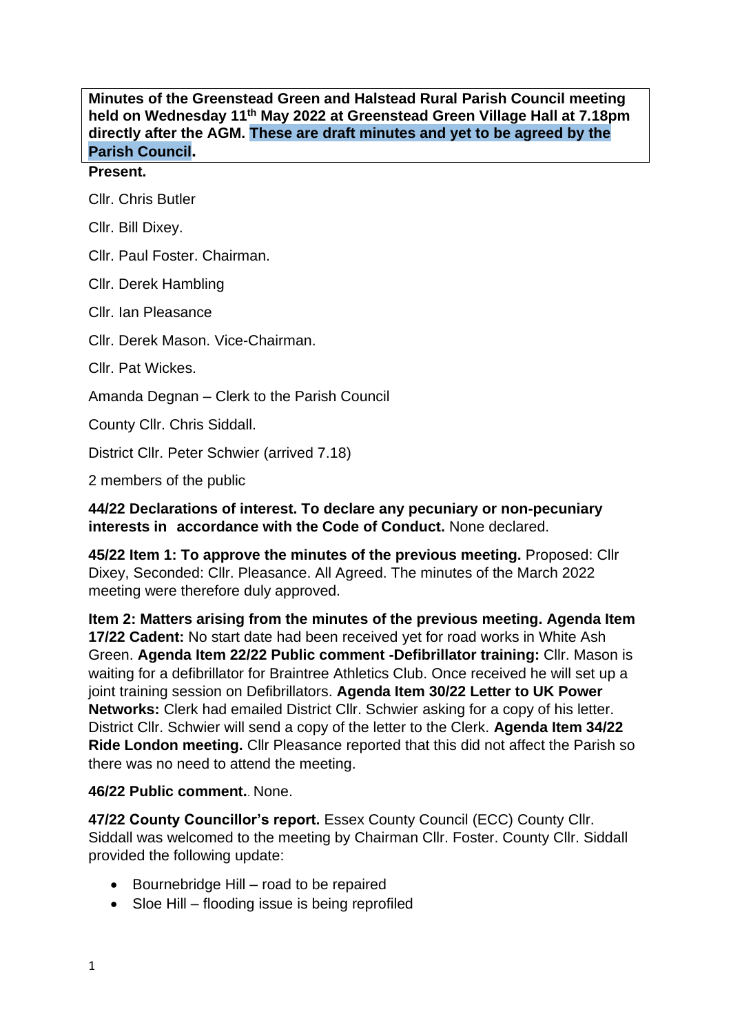**Minutes of the Greenstead Green and Halstead Rural Parish Council meeting held on Wednesday 11th May 2022 at Greenstead Green Village Hall at 7.18pm directly after the AGM. These are draft minutes and yet to be agreed by the Parish Council.**

**Present.**

Cllr. Chris Butler

Cllr. Bill Dixey.

Cllr. Paul Foster. Chairman.

Cllr. Derek Hambling

Cllr. Ian Pleasance

Cllr. Derek Mason. Vice-Chairman.

Cllr. Pat Wickes.

Amanda Degnan – Clerk to the Parish Council

County Cllr. Chris Siddall.

District Cllr. Peter Schwier (arrived 7.18)

2 members of the public

**44/22 Declarations of interest. To declare any pecuniary or non-pecuniary interests in accordance with the Code of Conduct.** None declared.

**45/22 Item 1: To approve the minutes of the previous meeting.** Proposed: Cllr Dixey, Seconded: Cllr. Pleasance. All Agreed. The minutes of the March 2022 meeting were therefore duly approved.

**Item 2: Matters arising from the minutes of the previous meeting. Agenda Item 17/22 Cadent:** No start date had been received yet for road works in White Ash Green. **Agenda Item 22/22 Public comment -Defibrillator training:** Cllr. Mason is waiting for a defibrillator for Braintree Athletics Club. Once received he will set up a joint training session on Defibrillators. **Agenda Item 30/22 Letter to UK Power Networks:** Clerk had emailed District Cllr. Schwier asking for a copy of his letter. District Cllr. Schwier will send a copy of the letter to the Clerk. **Agenda Item 34/22 Ride London meeting.** Cllr Pleasance reported that this did not affect the Parish so there was no need to attend the meeting.

**46/22 Public comment.**. None.

**47/22 County Councillor's report.** Essex County Council (ECC) County Cllr. Siddall was welcomed to the meeting by Chairman Cllr. Foster. County Cllr. Siddall provided the following update:

- Bournebridge Hill – road to be repaired
- Sloe Hill – flooding issue is being reprofiled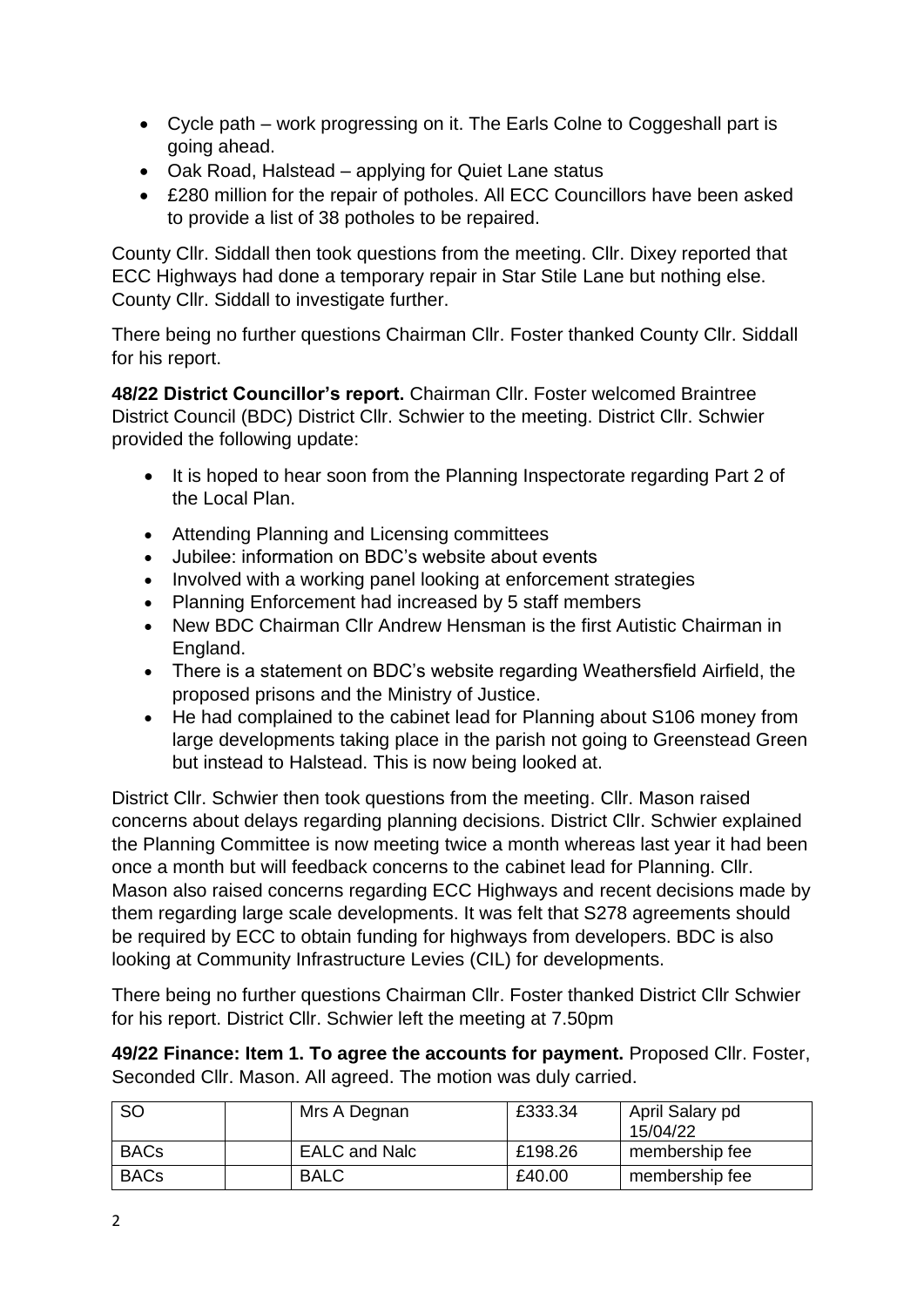- Cycle path – work progressing on it. The Earls Colne to Coggeshall part is going ahead.
- Oak Road, Halstead – applying for Quiet Lane status
- £280 million for the repair of potholes. All ECC Councillors have been asked to provide a list of 38 potholes to be repaired.

County Cllr. Siddall then took questions from the meeting. Cllr. Dixey reported that ECC Highways had done a temporary repair in Star Stile Lane but nothing else. County Cllr. Siddall to investigate further.

There being no further questions Chairman Cllr. Foster thanked County Cllr. Siddall for his report.

**48/22 District Councillor's report.** Chairman Cllr. Foster welcomed Braintree District Council (BDC) District Cllr. Schwier to the meeting. District Cllr. Schwier provided the following update:

- It is hoped to hear soon from the Planning Inspectorate regarding Part 2 of the Local Plan.
- Attending Planning and Licensing committees
- Jubilee: information on BDC's website about events
- Involved with a working panel looking at enforcement strategies
- Planning Enforcement had increased by 5 staff members
- New BDC Chairman Cllr Andrew Hensman is the first Autistic Chairman in England.
- There is a statement on BDC's website regarding Weathersfield Airfield, the proposed prisons and the Ministry of Justice.
- He had complained to the cabinet lead for Planning about S106 money from large developments taking place in the parish not going to Greenstead Green but instead to Halstead. This is now being looked at.

District Cllr. Schwier then took questions from the meeting. Cllr. Mason raised concerns about delays regarding planning decisions. District Cllr. Schwier explained the Planning Committee is now meeting twice a month whereas last year it had been once a month but will feedback concerns to the cabinet lead for Planning. Cllr. Mason also raised concerns regarding ECC Highways and recent decisions made by them regarding large scale developments. It was felt that S278 agreements should be required by ECC to obtain funding for highways from developers. BDC is also looking at Community Infrastructure Levies (CIL) for developments.

There being no further questions Chairman Cllr. Foster thanked District Cllr Schwier for his report. District Cllr. Schwier left the meeting at 7.50pm

**49/22 Finance: Item 1. To agree the accounts for payment.** Proposed Cllr. Foster, Seconded Cllr. Mason. All agreed. The motion was duly carried.

| SO | | Mrs A Degnan | £333.34 | April Salary pd 15/04/22 |
|---|---|---|---|---|
| BACs | | EALC and Nalc | £198.26 | membership fee |
| BACs | | BALC | £40.00 | membership fee |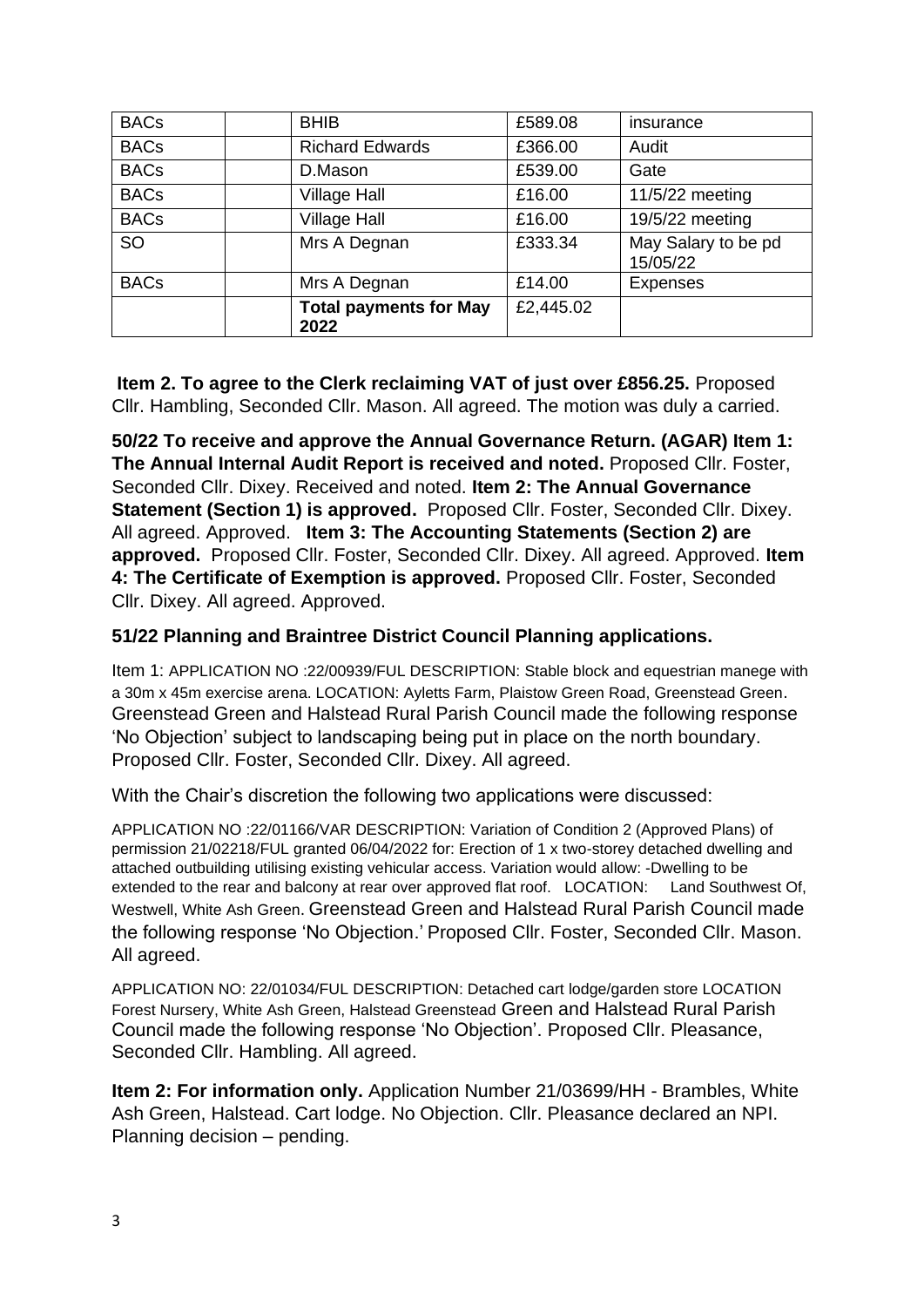| BACs | | BHIB | £589.08 | insurance |
|---|---|---|---|---|
| BACs | | Richard Edwards | £366.00 | Audit |
| BACs | | D.Mason | £539.00 | Gate |
| BACs | | Village Hall | £16.00 | 11/5/22 meeting |
| BACs | | Village Hall | £16.00 | 19/5/22 meeting |
| SO | | Mrs A Degnan | £333.34 | May Salary to be pd 15/05/22 |
| BACs | | Mrs A Degnan | £14.00 | Expenses |
| | | **Total payments for May 2022** | £2,445.02 | |

**Item 2. To agree to the Clerk reclaiming VAT of just over £856.25.** Proposed Cllr. Hambling, Seconded Cllr. Mason. All agreed. The motion was duly a carried.

**50/22 To receive and approve the Annual Governance Return. (AGAR) Item 1: The Annual Internal Audit Report is received and noted.** Proposed Cllr. Foster, Seconded Cllr. Dixey. Received and noted. **Item 2: The Annual Governance Statement (Section 1) is approved.** Proposed Cllr. Foster, Seconded Cllr. Dixey. All agreed. Approved. **Item 3: The Accounting Statements (Section 2) are approved.** Proposed Cllr. Foster, Seconded Cllr. Dixey. All agreed. Approved. **Item 4: The Certificate of Exemption is approved.** Proposed Cllr. Foster, Seconded Cllr. Dixey. All agreed. Approved.

**51/22 Planning and Braintree District Council Planning applications.**

Item 1: APPLICATION NO :22/00939/FUL DESCRIPTION: Stable block and equestrian manege with a 30m x 45m exercise arena. LOCATION: Ayletts Farm, Plaistow Green Road, Greenstead Green. Greenstead Green and Halstead Rural Parish Council made the following response 'No Objection' subject to landscaping being put in place on the north boundary. Proposed Cllr. Foster, Seconded Cllr. Dixey. All agreed.

With the Chair's discretion the following two applications were discussed:

APPLICATION NO :22/01166/VAR DESCRIPTION: Variation of Condition 2 (Approved Plans) of permission 21/02218/FUL granted 06/04/2022 for: Erection of 1 x two-storey detached dwelling and attached outbuilding utilising existing vehicular access. Variation would allow: -Dwelling to be extended to the rear and balcony at rear over approved flat roof. LOCATION: Land Southwest Of, Westwell, White Ash Green. Greenstead Green and Halstead Rural Parish Council made the following response 'No Objection.' Proposed Cllr. Foster, Seconded Cllr. Mason. All agreed.

APPLICATION NO: 22/01034/FUL DESCRIPTION: Detached cart lodge/garden store LOCATION Forest Nursery, White Ash Green, Halstead Greenstead Green and Halstead Rural Parish Council made the following response 'No Objection'. Proposed Cllr. Pleasance, Seconded Cllr. Hambling. All agreed.

**Item 2: For information only.** Application Number 21/03699/HH - Brambles, White Ash Green, Halstead. Cart lodge. No Objection. Cllr. Pleasance declared an NPI. Planning decision – pending.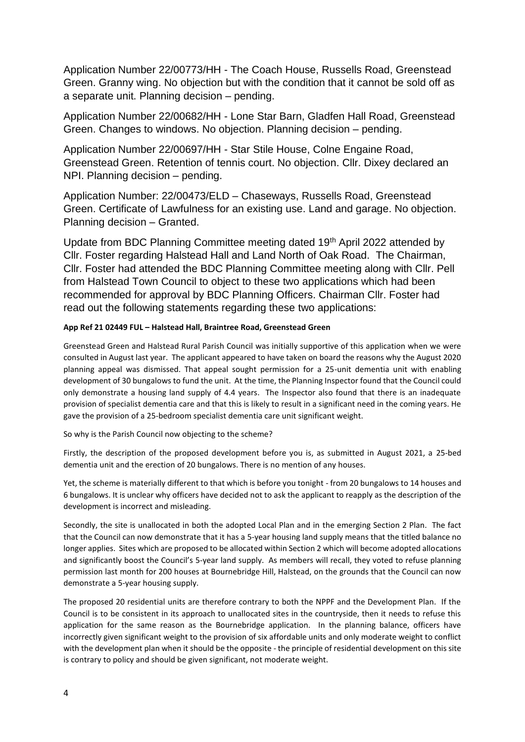Application Number 22/00773/HH - The Coach House, Russells Road, Greenstead Green. Granny wing. No objection but with the condition that it cannot be sold off as a separate unit. Planning decision – pending.

Application Number 22/00682/HH - Lone Star Barn, Gladfen Hall Road, Greenstead Green. Changes to windows. No objection. Planning decision – pending.

Application Number 22/00697/HH - Star Stile House, Colne Engaine Road, Greenstead Green. Retention of tennis court. No objection. Cllr. Dixey declared an NPI. Planning decision – pending.

Application Number: 22/00473/ELD – Chaseways, Russells Road, Greenstead Green. Certificate of Lawfulness for an existing use. Land and garage. No objection. Planning decision – Granted.

Update from BDC Planning Committee meeting dated 19th April 2022 attended by Cllr. Foster regarding Halstead Hall and Land North of Oak Road. The Chairman, Cllr. Foster had attended the BDC Planning Committee meeting along with Cllr. Pell from Halstead Town Council to object to these two applications which had been recommended for approval by BDC Planning Officers. Chairman Cllr. Foster had read out the following statements regarding these two applications:

**App Ref 21 02449 FUL – Halstead Hall, Braintree Road, Greenstead Green**

Greenstead Green and Halstead Rural Parish Council was initially supportive of this application when we were consulted in August last year. The applicant appeared to have taken on board the reasons why the August 2020 planning appeal was dismissed. That appeal sought permission for a 25-unit dementia unit with enabling development of 30 bungalows to fund the unit. At the time, the Planning Inspector found that the Council could only demonstrate a housing land supply of 4.4 years. The Inspector also found that there is an inadequate provision of specialist dementia care and that this is likely to result in a significant need in the coming years. He gave the provision of a 25-bedroom specialist dementia care unit significant weight.

So why is the Parish Council now objecting to the scheme?

Firstly, the description of the proposed development before you is, as submitted in August 2021, a 25-bed dementia unit and the erection of 20 bungalows. There is no mention of any houses.

Yet, the scheme is materially different to that which is before you tonight - from 20 bungalows to 14 houses and 6 bungalows. It is unclear why officers have decided not to ask the applicant to reapply as the description of the development is incorrect and misleading.

Secondly, the site is unallocated in both the adopted Local Plan and in the emerging Section 2 Plan. The fact that the Council can now demonstrate that it has a 5-year housing land supply means that the titled balance no longer applies. Sites which are proposed to be allocated within Section 2 which will become adopted allocations and significantly boost the Council's 5-year land supply. As members will recall, they voted to refuse planning permission last month for 200 houses at Bournebridge Hill, Halstead, on the grounds that the Council can now demonstrate a 5-year housing supply.

The proposed 20 residential units are therefore contrary to both the NPPF and the Development Plan. If the Council is to be consistent in its approach to unallocated sites in the countryside, then it needs to refuse this application for the same reason as the Bournebridge application. In the planning balance, officers have incorrectly given significant weight to the provision of six affordable units and only moderate weight to conflict with the development plan when it should be the opposite - the principle of residential development on this site is contrary to policy and should be given significant, not moderate weight.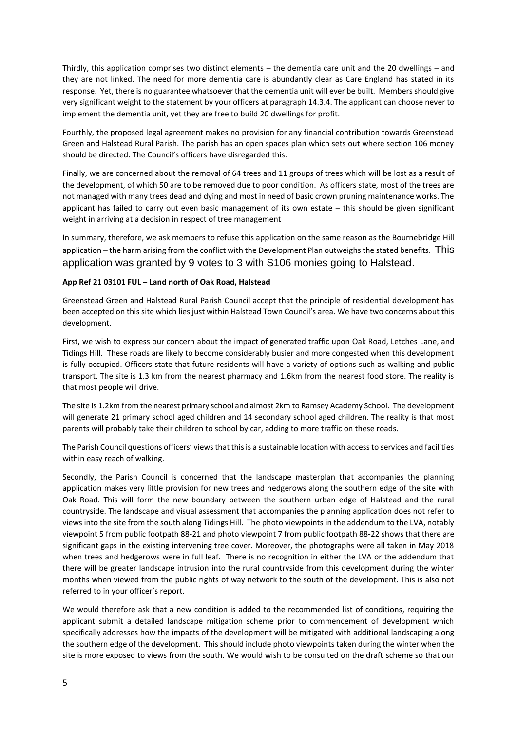Thirdly, this application comprises two distinct elements – the dementia care unit and the 20 dwellings – and they are not linked. The need for more dementia care is abundantly clear as Care England has stated in its response. Yet, there is no guarantee whatsoever that the dementia unit will ever be built. Members should give very significant weight to the statement by your officers at paragraph 14.3.4. The applicant can choose never to implement the dementia unit, yet they are free to build 20 dwellings for profit.

Fourthly, the proposed legal agreement makes no provision for any financial contribution towards Greenstead Green and Halstead Rural Parish. The parish has an open spaces plan which sets out where section 106 money should be directed. The Council's officers have disregarded this.

Finally, we are concerned about the removal of 64 trees and 11 groups of trees which will be lost as a result of the development, of which 50 are to be removed due to poor condition. As officers state, most of the trees are not managed with many trees dead and dying and most in need of basic crown pruning maintenance works. The applicant has failed to carry out even basic management of its own estate – this should be given significant weight in arriving at a decision in respect of tree management

In summary, therefore, we ask members to refuse this application on the same reason as the Bournebridge Hill application – the harm arising from the conflict with the Development Plan outweighs the stated benefits. This application was granted by 9 votes to 3 with S106 monies going to Halstead.

**App Ref 21 03101 FUL – Land north of Oak Road, Halstead**

Greenstead Green and Halstead Rural Parish Council accept that the principle of residential development has been accepted on this site which lies just within Halstead Town Council's area. We have two concerns about this development.

First, we wish to express our concern about the impact of generated traffic upon Oak Road, Letches Lane, and Tidings Hill. These roads are likely to become considerably busier and more congested when this development is fully occupied. Officers state that future residents will have a variety of options such as walking and public transport. The site is 1.3 km from the nearest pharmacy and 1.6km from the nearest food store. The reality is that most people will drive.

The site is 1.2km from the nearest primary school and almost 2km to Ramsey Academy School. The development will generate 21 primary school aged children and 14 secondary school aged children. The reality is that most parents will probably take their children to school by car, adding to more traffic on these roads.

The Parish Council questions officers' views that this is a sustainable location with access to services and facilities within easy reach of walking.

Secondly, the Parish Council is concerned that the landscape masterplan that accompanies the planning application makes very little provision for new trees and hedgerows along the southern edge of the site with Oak Road. This will form the new boundary between the southern urban edge of Halstead and the rural countryside. The landscape and visual assessment that accompanies the planning application does not refer to views into the site from the south along Tidings Hill. The photo viewpoints in the addendum to the LVA, notably viewpoint 5 from public footpath 88-21 and photo viewpoint 7 from public footpath 88-22 shows that there are significant gaps in the existing intervening tree cover. Moreover, the photographs were all taken in May 2018 when trees and hedgerows were in full leaf. There is no recognition in either the LVA or the addendum that there will be greater landscape intrusion into the rural countryside from this development during the winter months when viewed from the public rights of way network to the south of the development. This is also not referred to in your officer's report.

We would therefore ask that a new condition is added to the recommended list of conditions, requiring the applicant submit a detailed landscape mitigation scheme prior to commencement of development which specifically addresses how the impacts of the development will be mitigated with additional landscaping along the southern edge of the development. This should include photo viewpoints taken during the winter when the site is more exposed to views from the south. We would wish to be consulted on the draft scheme so that our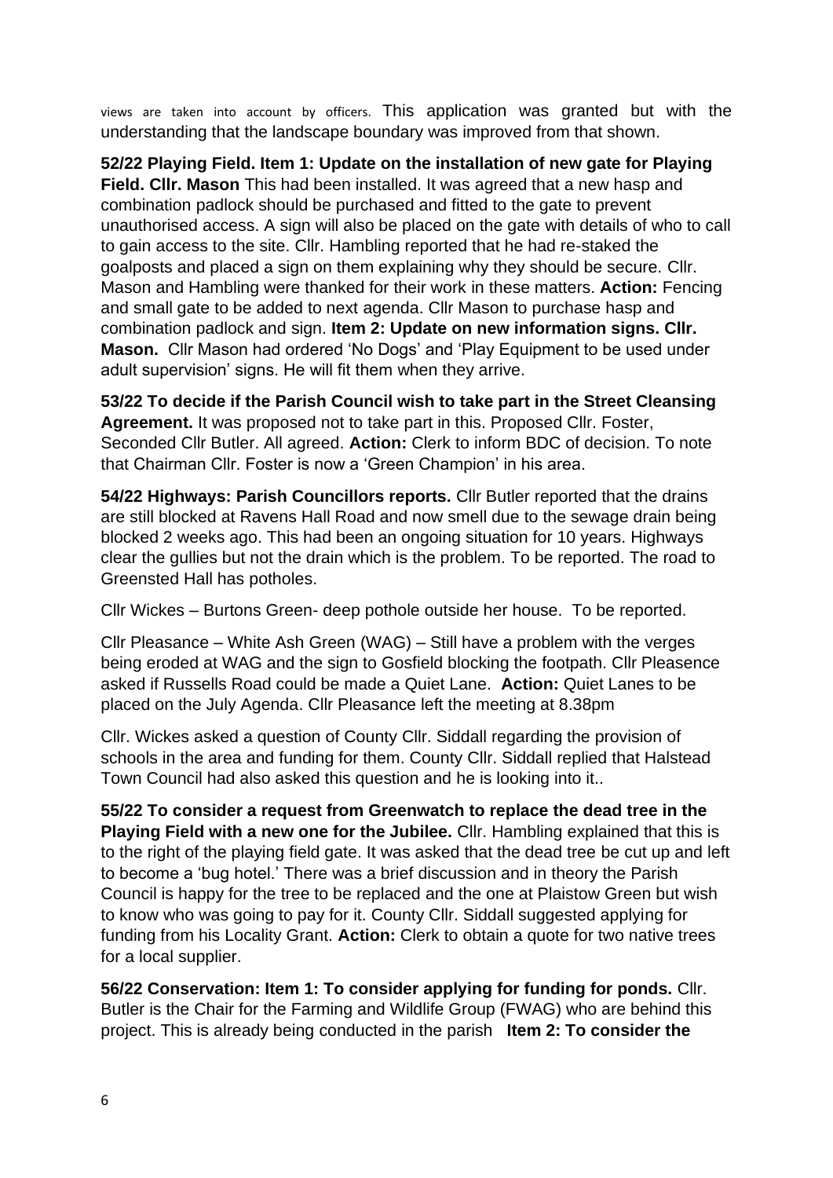views are taken into account by officers. This application was granted but with the understanding that the landscape boundary was improved from that shown.

**52/22 Playing Field. Item 1: Update on the installation of new gate for Playing Field. Cllr. Mason** This had been installed. It was agreed that a new hasp and combination padlock should be purchased and fitted to the gate to prevent unauthorised access. A sign will also be placed on the gate with details of who to call to gain access to the site. Cllr. Hambling reported that he had re-staked the goalposts and placed a sign on them explaining why they should be secure. Cllr. Mason and Hambling were thanked for their work in these matters. **Action:** Fencing and small gate to be added to next agenda. Cllr Mason to purchase hasp and combination padlock and sign. **Item 2: Update on new information signs. Cllr. Mason.** Cllr Mason had ordered 'No Dogs' and 'Play Equipment to be used under adult supervision' signs. He will fit them when they arrive.

**53/22 To decide if the Parish Council wish to take part in the Street Cleansing Agreement.** It was proposed not to take part in this. Proposed Cllr. Foster, Seconded Cllr Butler. All agreed. **Action:** Clerk to inform BDC of decision. To note that Chairman Cllr. Foster is now a 'Green Champion' in his area.

**54/22 Highways: Parish Councillors reports.** Cllr Butler reported that the drains are still blocked at Ravens Hall Road and now smell due to the sewage drain being blocked 2 weeks ago. This had been an ongoing situation for 10 years. Highways clear the gullies but not the drain which is the problem. To be reported. The road to Greensted Hall has potholes.

Cllr Wickes – Burtons Green- deep pothole outside her house. To be reported.

Cllr Pleasance – White Ash Green (WAG) – Still have a problem with the verges being eroded at WAG and the sign to Gosfield blocking the footpath. Cllr Pleasence asked if Russells Road could be made a Quiet Lane. **Action:** Quiet Lanes to be placed on the July Agenda. Cllr Pleasance left the meeting at 8.38pm

Cllr. Wickes asked a question of County Cllr. Siddall regarding the provision of schools in the area and funding for them. County Cllr. Siddall replied that Halstead Town Council had also asked this question and he is looking into it..

**55/22 To consider a request from Greenwatch to replace the dead tree in the Playing Field with a new one for the Jubilee.** Cllr. Hambling explained that this is to the right of the playing field gate. It was asked that the dead tree be cut up and left to become a 'bug hotel.' There was a brief discussion and in theory the Parish Council is happy for the tree to be replaced and the one at Plaistow Green but wish to know who was going to pay for it. County Cllr. Siddall suggested applying for funding from his Locality Grant. **Action:** Clerk to obtain a quote for two native trees for a local supplier.

**56/22 Conservation: Item 1: To consider applying for funding for ponds.** Cllr. Butler is the Chair for the Farming and Wildlife Group (FWAG) who are behind this project. This is already being conducted in the parish **Item 2: To consider the**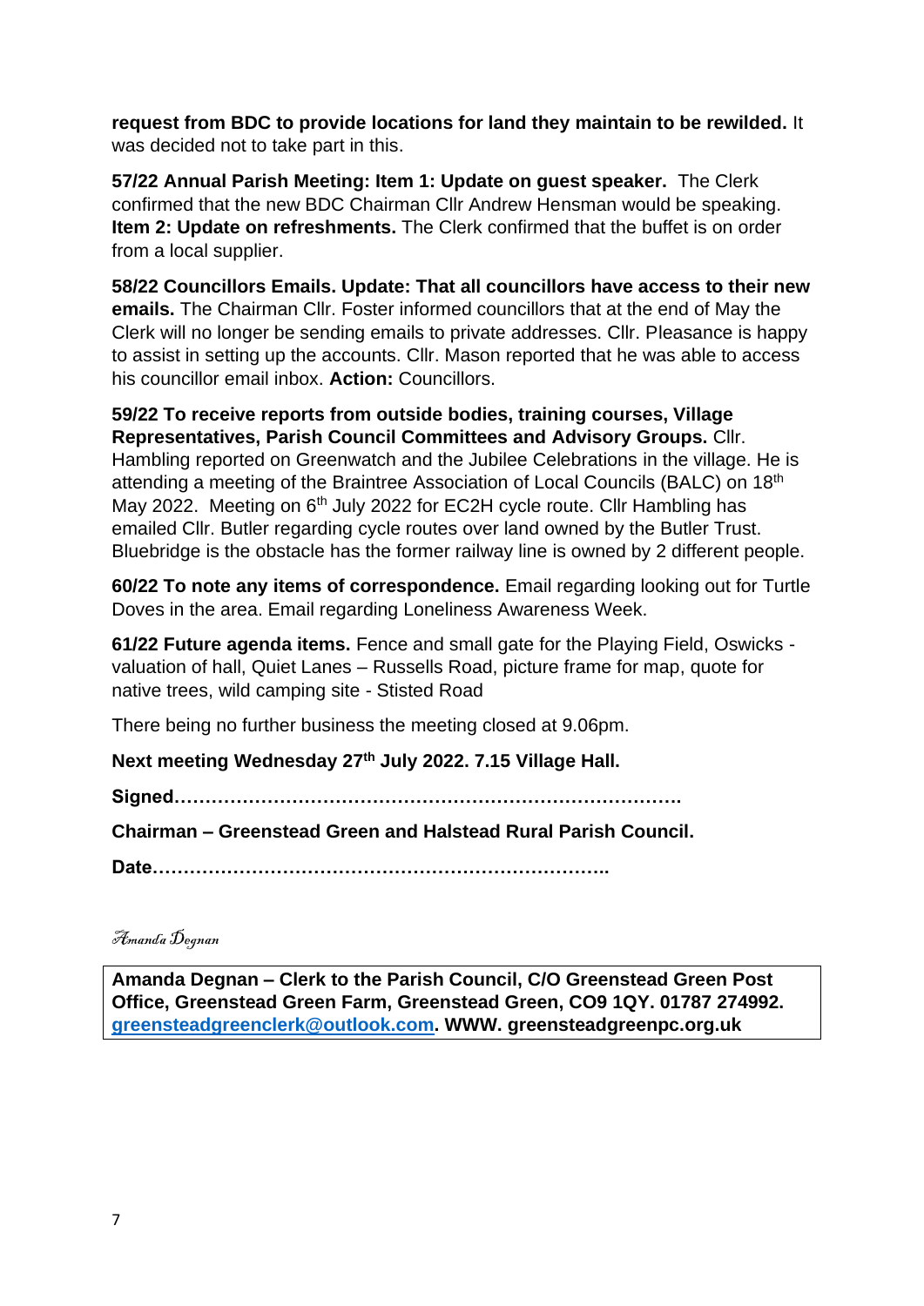**request from BDC to provide locations for land they maintain to be rewilded.** It was decided not to take part in this.

**57/22 Annual Parish Meeting: Item 1: Update on guest speaker.** The Clerk confirmed that the new BDC Chairman Cllr Andrew Hensman would be speaking. **Item 2: Update on refreshments.** The Clerk confirmed that the buffet is on order from a local supplier.

**58/22 Councillors Emails. Update: That all councillors have access to their new emails.** The Chairman Cllr. Foster informed councillors that at the end of May the Clerk will no longer be sending emails to private addresses. Cllr. Pleasance is happy to assist in setting up the accounts. Cllr. Mason reported that he was able to access his councillor email inbox. **Action:** Councillors.

**59/22 To receive reports from outside bodies, training courses, Village Representatives, Parish Council Committees and Advisory Groups.** Cllr. Hambling reported on Greenwatch and the Jubilee Celebrations in the village. He is attending a meeting of the Braintree Association of Local Councils (BALC) on 18th May 2022. Meeting on 6th July 2022 for EC2H cycle route. Cllr Hambling has emailed Cllr. Butler regarding cycle routes over land owned by the Butler Trust. Bluebridge is the obstacle has the former railway line is owned by 2 different people.

**60/22 To note any items of correspondence.** Email regarding looking out for Turtle Doves in the area. Email regarding Loneliness Awareness Week.

**61/22 Future agenda items.** Fence and small gate for the Playing Field, Oswicks - valuation of hall, Quiet Lanes – Russells Road, picture frame for map, quote for native trees, wild camping site - Stisted Road

There being no further business the meeting closed at 9.06pm.

**Next meeting Wednesday 27th July 2022. 7.15 Village Hall.**

**Signed……………………………………………………………………….**

**Chairman – Greenstead Green and Halstead Rural Parish Council.**

**Date………………………………………………………………..**

*Amanda Degnan*

**Amanda Degnan – Clerk to the Parish Council, C/O Greenstead Green Post Office, Greenstead Green Farm, Greenstead Green, CO9 1QY. 01787 274992. greensteadgreenclerk@outlook.com. WWW. greensteadgreenpc.org.uk**